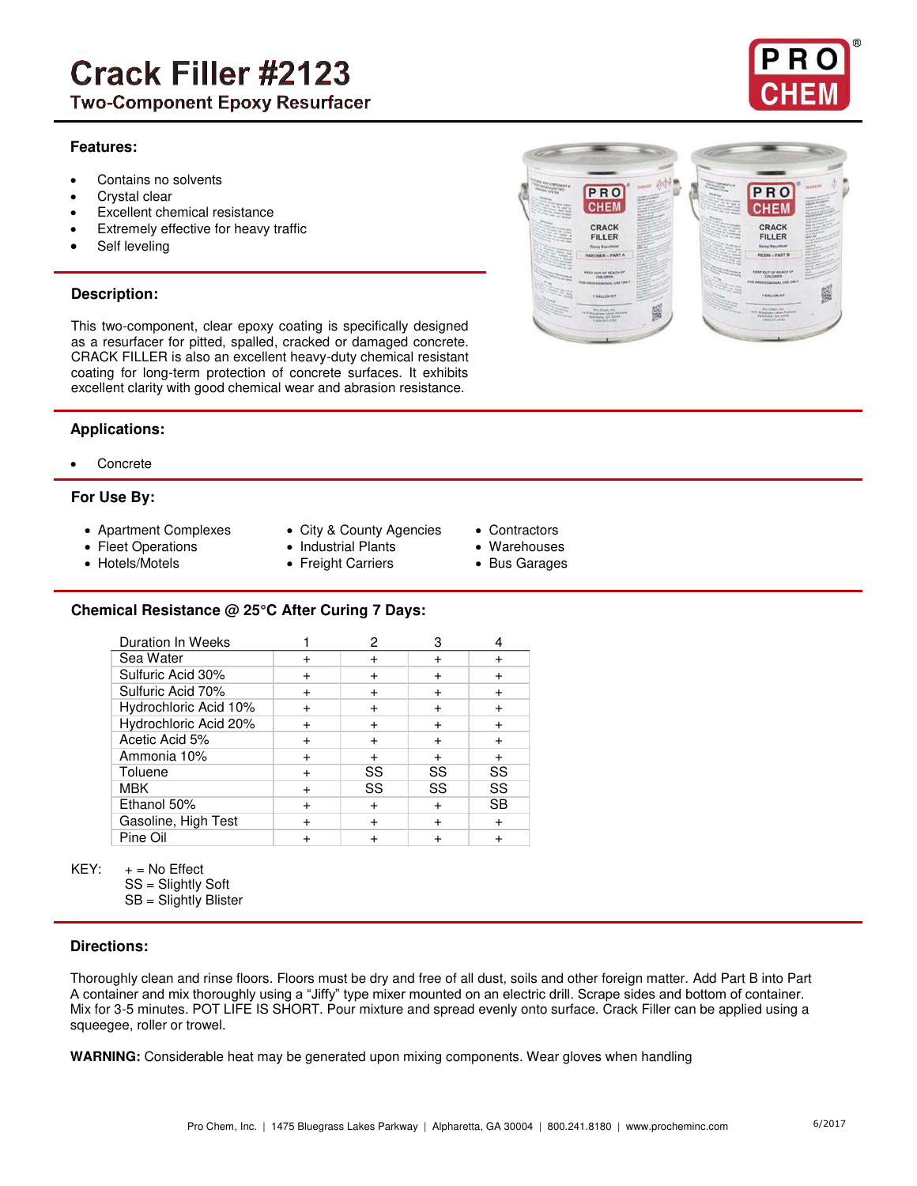# Crack Filler #2123

## Two-Component Epoxy Resurfacer

### Features:

- Contains no solvents
- Crystal clear
- Excellent chemical resistance
- Extremely effective for heavy traffic
- Self leveling

### Description:

This two-component, clear epoxy coating is specifically designed as a resurfacer for pitted, spalled, cracked or damaged concrete. CRACK FILLER is also an excellent heavy-duty chemical resistant coating for long-term protection of concrete surfaces. It exhibits excellent clarity with good chemical wear and abrasion resistance.

### Applications:

- Concrete

### For Use By:

- Apartment Complexes
- Fleet Operations
- Hotels/Motels
- City & County Agencies
- Industrial Plants
- Freight Carriers
- Contractors
- Warehouses
- Bus Garages

### Chemical Resistance @ 25°C After Curing 7 Days:

| Duration In Weeks | 1 | 2 | 3 | 4 |
|---|---|---|---|---|
| Sea Water | + | + | + | + |
| Sulfuric Acid 30% | + | + | + | + |
| Sulfuric Acid 70% | + | + | + | + |
| Hydrochloric Acid 10% | + | + | + | + |
| Hydrochloric Acid 20% | + | + | + | + |
| Acetic Acid 5% | + | + | + | + |
| Ammonia 10% | + | + | + | + |
| Toluene | + | SS | SS | SS |
| MBK | + | SS | SS | SS |
| Ethanol 50% | + | + | + | SB |
| Gasoline, High Test | + | + | + | + |
| Pine Oil | + | + | + | + |

KEY:
+ = No Effect
SS = Slightly Soft
SB = Slightly Blister

### Directions:

Thoroughly clean and rinse floors. Floors must be dry and free of all dust, soils and other foreign matter. Add Part B into Part A container and mix thoroughly using a "Jiffy" type mixer mounted on an electric drill. Scrape sides and bottom of container. Mix for 3-5 minutes. POT LIFE IS SHORT. Pour mixture and spread evenly onto surface. Crack Filler can be applied using a squeegee, roller or trowel.

**WARNING:** Considerable heat may be generated upon mixing components. Wear gloves when handling

Pro Chem, Inc. | 1475 Bluegrass Lakes Parkway | Alpharetta, GA 30004 | 800.241.8180 | www.procheminc.com

6/2017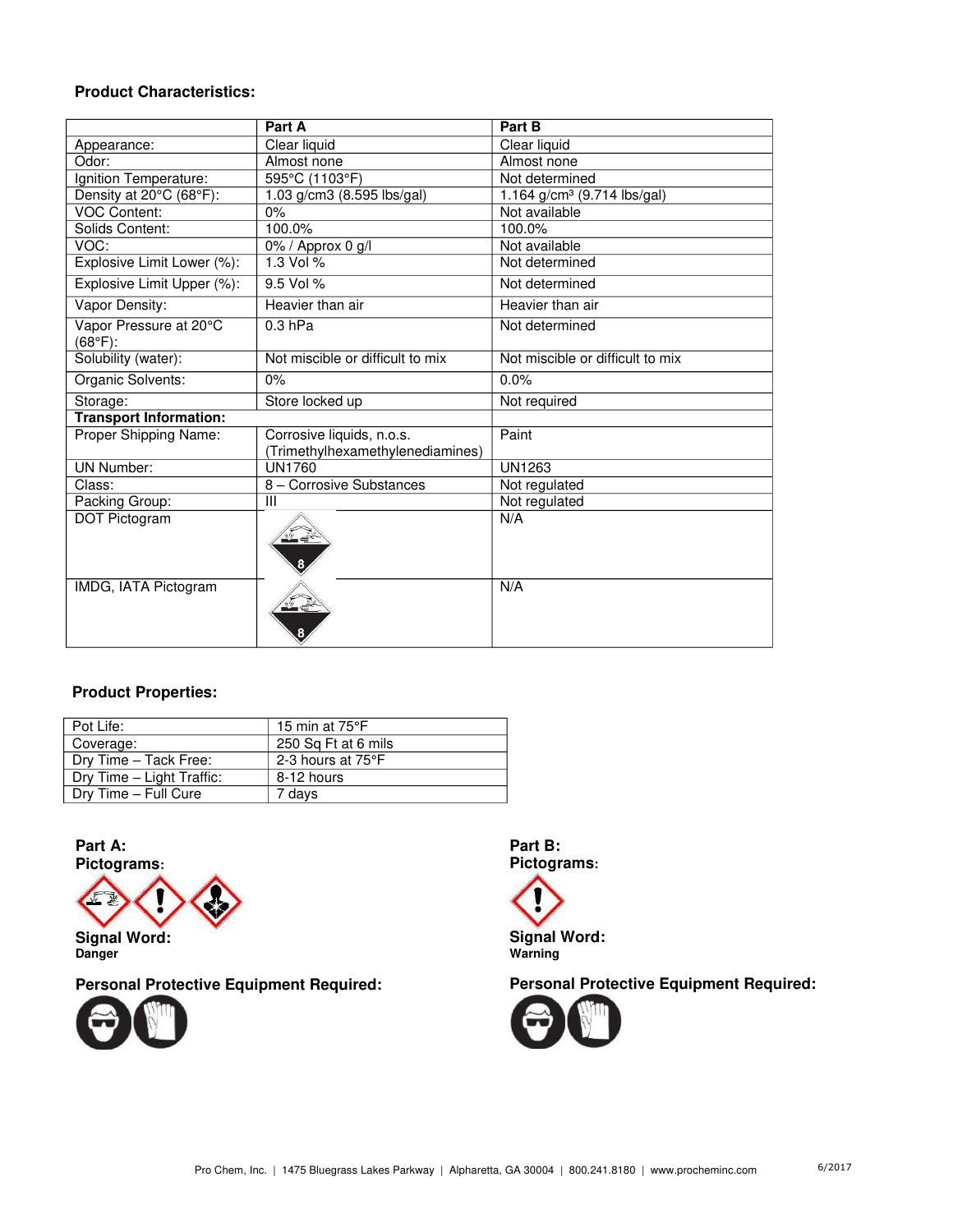**Product Characteristics:**

| | Part A | Part B |
|---|---|---|
| Appearance: | Clear liquid | Clear liquid |
| Odor: | Almost none | Almost none |
| Ignition Temperature: | 595°C (1103°F) | Not determined |
| Density at 20°C (68°F): | 1.03 g/cm3 (8.595 lbs/gal) | 1.164 g/cm³ (9.714 lbs/gal) |
| VOC Content: | 0% | Not available |
| Solids Content: | 100.0% | 100.0% |
| VOC: | 0% / Approx 0 g/l | Not available |
| Explosive Limit Lower (%): | 1.3 Vol % | Not determined |
| Explosive Limit Upper (%): | 9.5 Vol % | Not determined |
| Vapor Density: | Heavier than air | Heavier than air |
| Vapor Pressure at 20°C (68°F): | 0.3 hPa | Not determined |
| Solubility (water): | Not miscible or difficult to mix | Not miscible or difficult to mix |
| Organic Solvents: | 0% | 0.0% |
| Storage: | Store locked up | Not required |
| **Transport Information:** | | |
| Proper Shipping Name: | Corrosive liquids, n.o.s. (Trimethylhexamethylenediamines) | Paint |
| UN Number: | UN1760 | UN1263 |
| Class: | 8 – Corrosive Substances | Not regulated |
| Packing Group: | III | Not regulated |
| DOT Pictogram | | N/A |
| IMDG, IATA Pictogram | | N/A |

**Product Properties:**

| | |
|---|---|
| Pot Life: | 15 min at 75°F |
| Coverage: | 250 Sq Ft at 6 mils |
| Dry Time – Tack Free: | 2-3 hours at 75°F |
| Dry Time – Light Traffic: | 8-12 hours |
| Dry Time – Full Cure | 7 days |

**Part A:**
**Pictograms:**

**Signal Word:**
**Danger**

**Personal Protective Equipment Required:**

**Part B:**
**Pictograms:**

**Signal Word:**
**Warning**

**Personal Protective Equipment Required:**